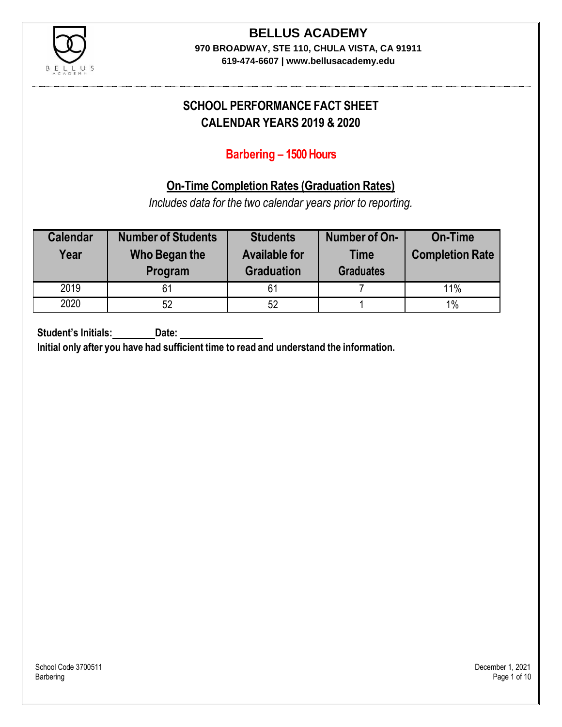# BELLUS ACADEMY

**970 BROADWAY, STE 110, CHULA VISTA, CA 91911**

**619-474-6607 | www.bellusacademy.edu**

## SCHOOL PERFORMANCE FACT SHEET
## CALENDAR YEARS 2019 & 2020

### Barbering – 1500 Hours

### On-Time Completion Rates (Graduation Rates)

*Includes data for the two calendar years prior to reporting.*

| Calendar Year | Number of Students Who Began the Program | Students Available for Graduation | Number of On-Time Graduates | On-Time Completion Rate |
|---|---|---|---|---|
| 2019 | 61 | 61 | 7 | 11% |
| 2020 | 52 | 52 | 1 | 1% |

**Student's Initials:\_\_\_\_\_\_\_\_ Date: \_\_\_\_\_\_\_\_\_\_\_\_\_\_\_\_**

**Initial only after you have had sufficient time to read and understand the information.**

School Code 3700511
Barbering

December 1, 2021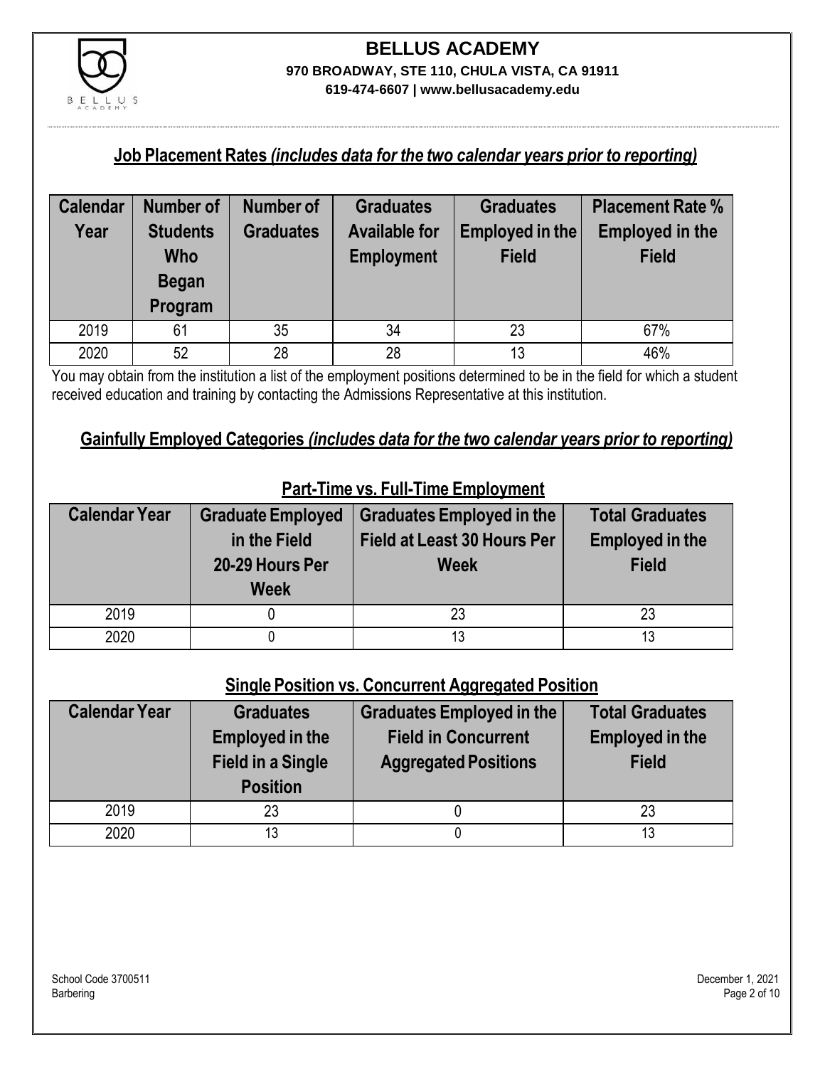## Job Placement Rates *(includes data for the two calendar years prior to reporting)*

| Calendar Year | Number of Students Who Began Program | Number of Graduates | Graduates Available for Employment | Graduates Employed in the Field | Placement Rate % Employed in the Field |
|---|---|---|---|---|---|
| 2019 | 61 | 35 | 34 | 23 | 67% |
| 2020 | 52 | 28 | 28 | 13 | 46% |

You may obtain from the institution a list of the employment positions determined to be in the field for which a student received education and training by contacting the Admissions Representative at this institution.

## Gainfully Employed Categories *(includes data for the two calendar years prior to reporting)*

### Part-Time vs. Full-Time Employment

| Calendar Year | Graduate Employed in the Field 20-29 Hours Per Week | Graduates Employed in the Field at Least 30 Hours Per Week | Total Graduates Employed in the Field |
|---|---|---|---|
| 2019 | 0 | 23 | 23 |
| 2020 | 0 | 13 | 13 |

### Single Position vs. Concurrent Aggregated Position

| Calendar Year | Graduates Employed in the Field in a Single Position | Graduates Employed in the Field in Concurrent Aggregated Positions | Total Graduates Employed in the Field |
|---|---|---|---|
| 2019 | 23 | 0 | 23 |
| 2020 | 13 | 0 | 13 |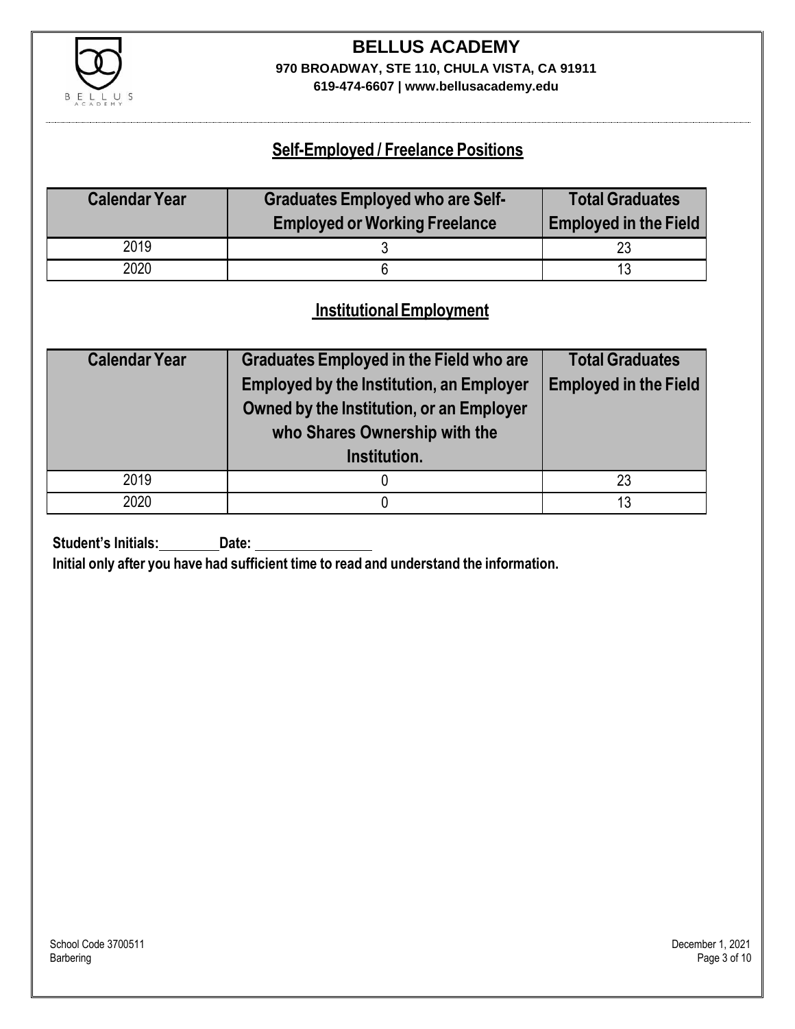# BELLUS ACADEMY

**970 BROADWAY, STE 110, CHULA VISTA, CA 91911**

**619-474-6607 | www.bellusacademy.edu**

## Self-Employed / Freelance Positions

| Calendar Year | Graduates Employed who are Self-Employed or Working Freelance | Total Graduates Employed in the Field |
|---|---|---|
| 2019 | 3 | 23 |
| 2020 | 6 | 13 |

## Institutional Employment

| Calendar Year | Graduates Employed in the Field who are Employed by the Institution, an Employer Owned by the Institution, or an Employer who Shares Ownership with the Institution. | Total Graduates Employed in the Field |
|---|---|---|
| 2019 | 0 | 23 |
| 2020 | 0 | 13 |

**Student's Initials:\_\_\_\_\_\_\_\_ Date: \_\_\_\_\_\_\_\_\_\_\_\_\_\_\_\_**

**Initial only after you have had sufficient time to read and understand the information.**

School Code 3700511
Barbering

December 1, 2021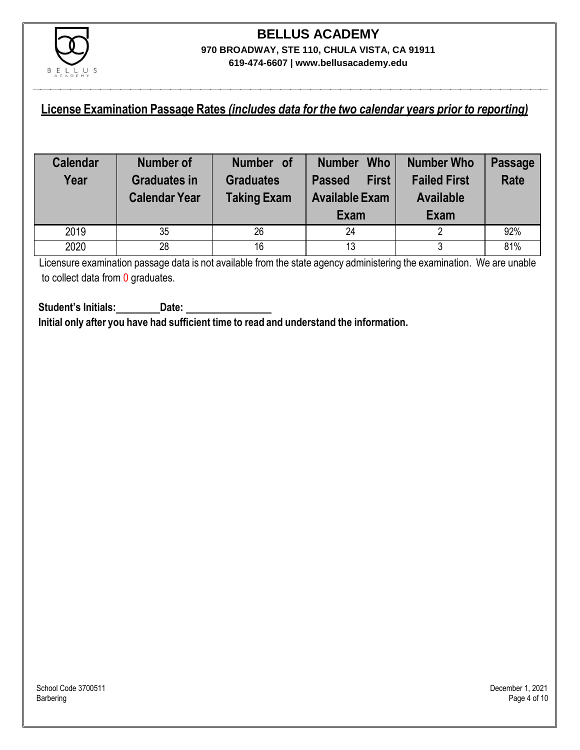# BELLUS ACADEMY

**970 BROADWAY, STE 110, CHULA VISTA, CA 91911**

**619-474-6607 | www.bellusacademy.edu**

## License Examination Passage Rates *(includes data for the two calendar years prior to reporting)*

| Calendar Year | Number of Graduates in Calendar Year | Number of Graduates Taking Exam | Number Who Passed First Available Exam Exam | Number Who Failed First Available Exam | Passage Rate |
|---|---|---|---|---|---|
| 2019 | 35 | 26 | 24 | 2 | 92% |
| 2020 | 28 | 16 | 13 | 3 | 81% |

Licensure examination passage data is not available from the state agency administering the examination. We are unable to collect data from 0 graduates.

**Student's Initials:\_\_\_\_\_\_\_\_ Date: \_\_\_\_\_\_\_\_\_\_\_\_\_\_\_\_**

**Initial only after you have had sufficient time to read and understand the information.**

School Code 3700511
Barbering

December 1, 2021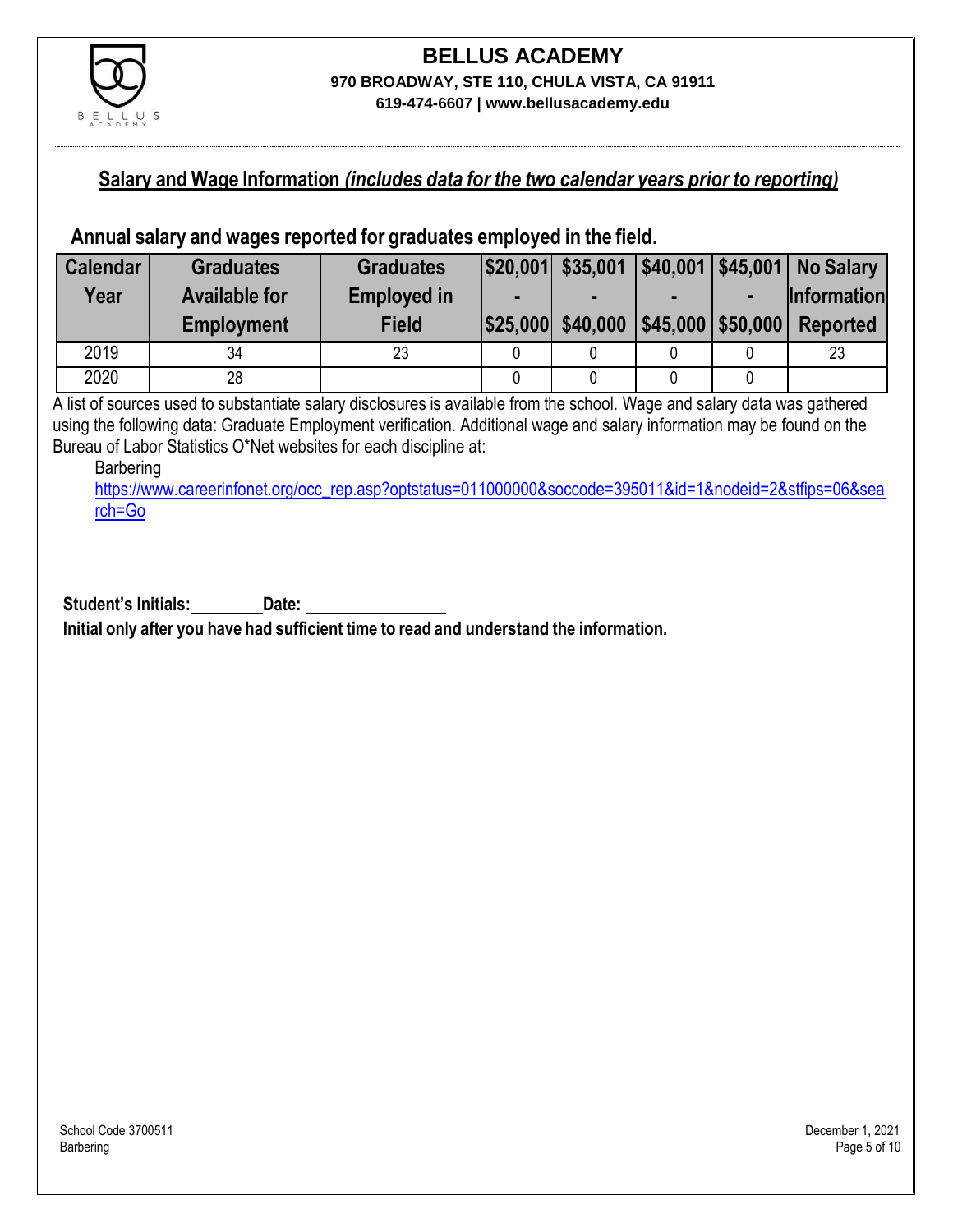## BELLUS ACADEMY

**970 BROADWAY, STE 110, CHULA VISTA, CA 91911**

**619-474-6607 | www.bellusacademy.edu**

## Salary and Wage Information *(includes data for the two calendar years prior to reporting)*

### Annual salary and wages reported for graduates employed in the field.

| Calendar Year | Graduates Available for Employment | Graduates Employed in Field | $20,001 - $25,000 | $35,001 - $40,000 | $40,001 - $45,000 | $45,001 - $50,000 | No Salary Information Reported |
|---|---|---|---|---|---|---|---|
| 2019 | 34 | 23 | 0 | 0 | 0 | 0 | 23 |
| 2020 | 28 | | 0 | 0 | 0 | 0 | |

A list of sources used to substantiate salary disclosures is available from the school. Wage and salary data was gathered using the following data: Graduate Employment verification. Additional wage and salary information may be found on the Bureau of Labor Statistics O*Net websites for each discipline at:

Barbering
https://www.careerinfonet.org/occ_rep.asp?optstatus=011000000&soccode=395011&id=1&nodeid=2&stfips=06&search=Go

**Student's Initials:__________ Date: __________________**

**Initial only after you have had sufficient time to read and understand the information.**

School Code 3700511
Barbering

December 1, 2021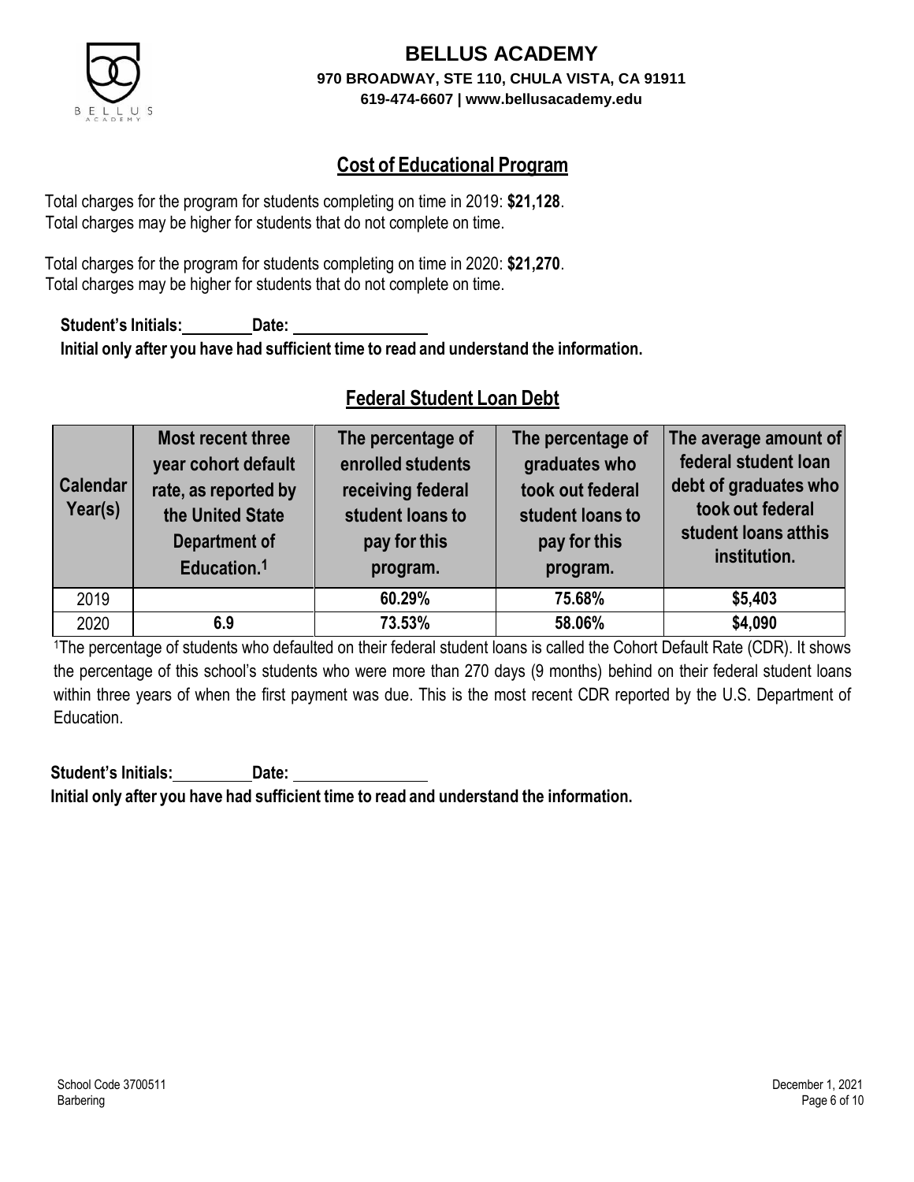**BELLUS ACADEMY**
**970 BROADWAY, STE 110, CHULA VISTA, CA 91911**
**619-474-6607 | www.bellusacademy.edu**

## Cost of Educational Program

Total charges for the program for students completing on time in 2019: **$21,128**.
Total charges may be higher for students that do not complete on time.

Total charges for the program for students completing on time in 2020: **$21,270**.
Total charges may be higher for students that do not complete on time.

**Student's Initials:\_\_\_\_\_\_\_\_ Date: \_\_\_\_\_\_\_\_\_\_\_\_\_\_\_\_**
**Initial only after you have had sufficient time to read and understand the information.**

## Federal Student Loan Debt

| Calendar Year(s) | Most recent three year cohort default rate, as reported by the United State Department of Education.[1] | The percentage of enrolled students receiving federal student loans to pay for this program. | The percentage of graduates who took out federal student loans to pay for this program. | The average amount of federal student loan debt of graduates who took out federal student loans atthis institution. |
|---|---|---|---|---|
| 2019 | | **60.29%** | **75.68%** | **$5,403** |
| 2020 | **6.9** | **73.53%** | **58.06%** | **$4,090** |

[1]The percentage of students who defaulted on their federal student loans is called the Cohort Default Rate (CDR). It shows the percentage of this school's students who were more than 270 days (9 months) behind on their federal student loans within three years of when the first payment was due. This is the most recent CDR reported by the U.S. Department of Education.

**Student's Initials:\_\_\_\_\_\_\_\_ Date: \_\_\_\_\_\_\_\_\_\_\_\_\_\_\_\_**
**Initial only after you have had sufficient time to read and understand the information.**

School Code 3700511
Barbering

December 1, 2021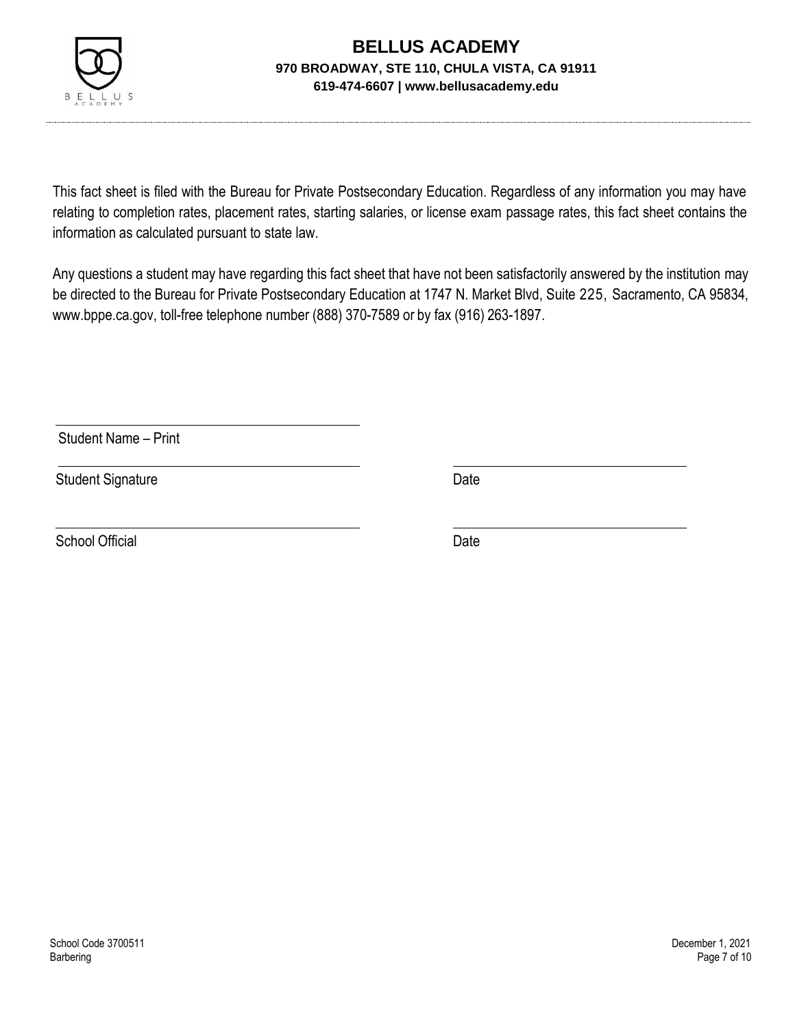# BELLUS ACADEMY

**970 BROADWAY, STE 110, CHULA VISTA, CA 91911**

**619-474-6607 | www.bellusacademy.edu**

This fact sheet is filed with the Bureau for Private Postsecondary Education. Regardless of any information you may have relating to completion rates, placement rates, starting salaries, or license exam passage rates, this fact sheet contains the information as calculated pursuant to state law.

Any questions a student may have regarding this fact sheet that have not been satisfactorily answered by the institution may be directed to the Bureau for Private Postsecondary Education at 1747 N. Market Blvd, Suite 225, Sacramento, CA 95834, www.bppe.ca.gov, toll-free telephone number (888) 370-7589 or by fax (916) 263-1897.

______________________________
Student Name – Print

______________________________ ______________________________
Student Signature Date

______________________________ ______________________________
School Official Date

School Code 3700511
Barbering
December 1, 2021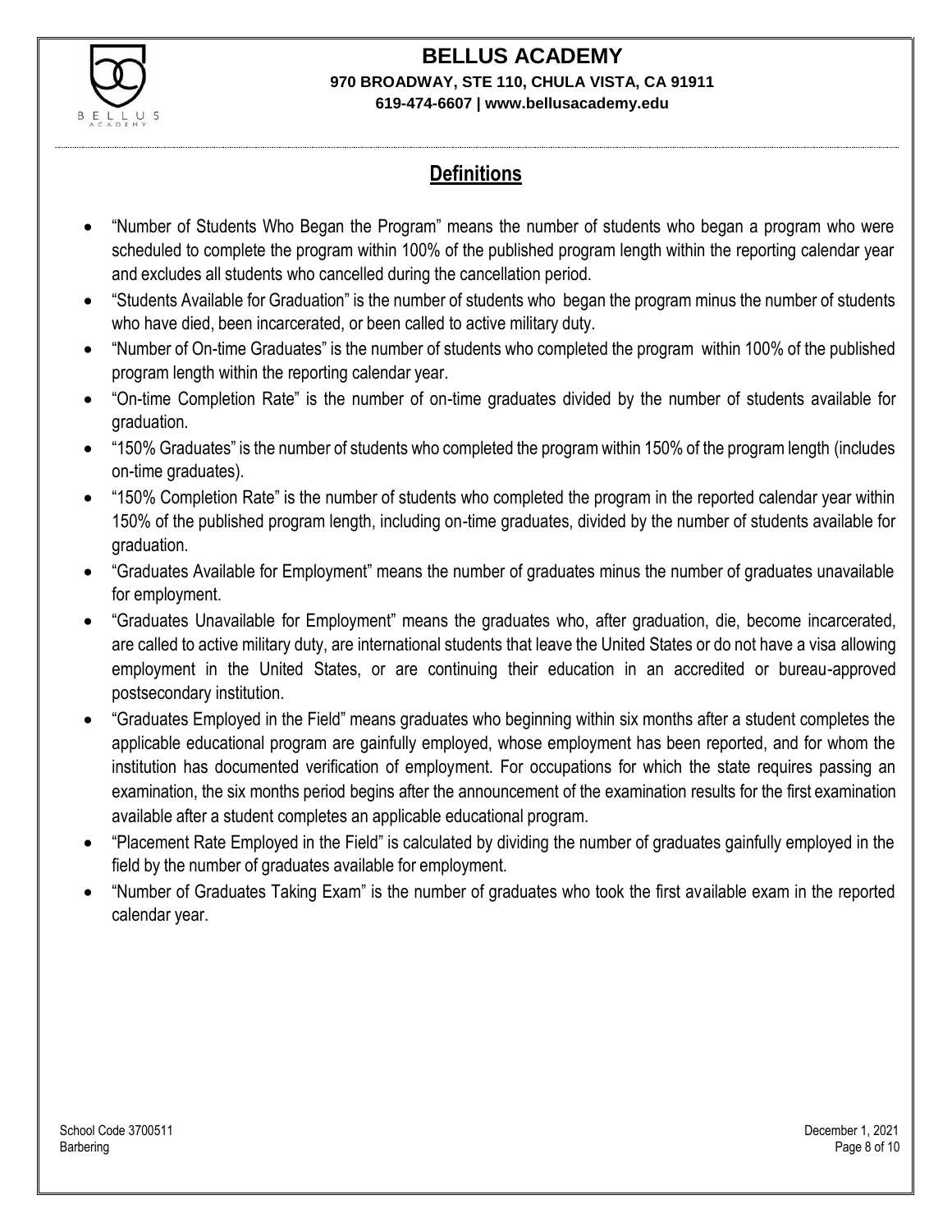## Definitions

- "Number of Students Who Began the Program" means the number of students who began a program who were scheduled to complete the program within 100% of the published program length within the reporting calendar year and excludes all students who cancelled during the cancellation period.
- "Students Available for Graduation" is the number of students who began the program minus the number of students who have died, been incarcerated, or been called to active military duty.
- "Number of On-time Graduates" is the number of students who completed the program within 100% of the published program length within the reporting calendar year.
- "On-time Completion Rate" is the number of on-time graduates divided by the number of students available for graduation.
- "150% Graduates" is the number of students who completed the program within 150% of the program length (includes on-time graduates).
- "150% Completion Rate" is the number of students who completed the program in the reported calendar year within 150% of the published program length, including on-time graduates, divided by the number of students available for graduation.
- "Graduates Available for Employment" means the number of graduates minus the number of graduates unavailable for employment.
- "Graduates Unavailable for Employment" means the graduates who, after graduation, die, become incarcerated, are called to active military duty, are international students that leave the United States or do not have a visa allowing employment in the United States, or are continuing their education in an accredited or bureau-approved postsecondary institution.
- "Graduates Employed in the Field" means graduates who beginning within six months after a student completes the applicable educational program are gainfully employed, whose employment has been reported, and for whom the institution has documented verification of employment. For occupations for which the state requires passing an examination, the six months period begins after the announcement of the examination results for the first examination available after a student completes an applicable educational program.
- "Placement Rate Employed in the Field" is calculated by dividing the number of graduates gainfully employed in the field by the number of graduates available for employment.
- "Number of Graduates Taking Exam" is the number of graduates who took the first available exam in the reported calendar year.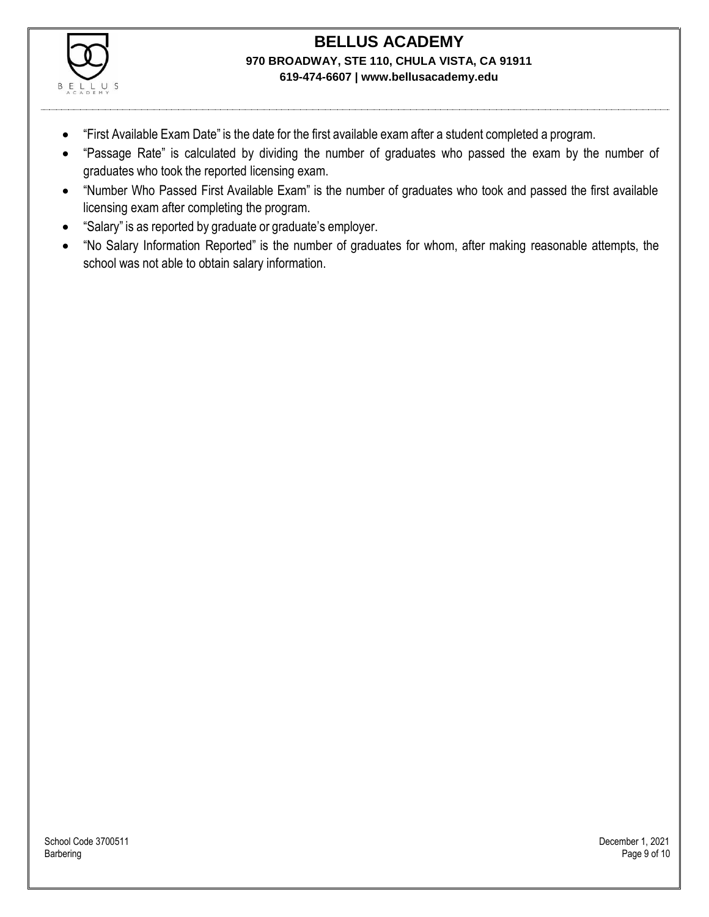- "First Available Exam Date" is the date for the first available exam after a student completed a program.
- "Passage Rate" is calculated by dividing the number of graduates who passed the exam by the number of graduates who took the reported licensing exam.
- "Number Who Passed First Available Exam" is the number of graduates who took and passed the first available licensing exam after completing the program.
- "Salary" is as reported by graduate or graduate's employer.
- "No Salary Information Reported" is the number of graduates for whom, after making reasonable attempts, the school was not able to obtain salary information.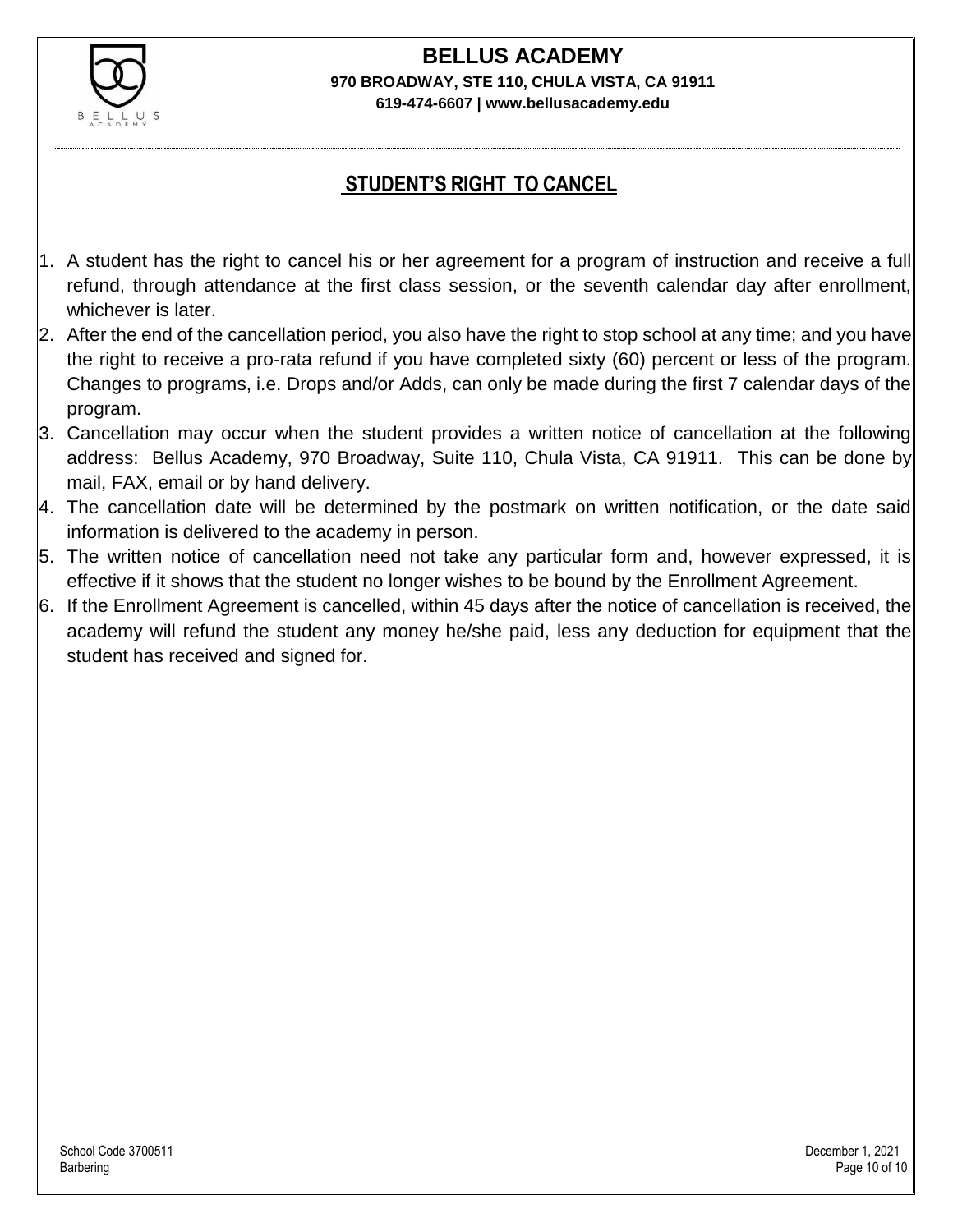# BELLUS ACADEMY

**970 BROADWAY, STE 110, CHULA VISTA, CA 91911**

**619-474-6607 | www.bellusacademy.edu**

## STUDENT'S RIGHT TO CANCEL

1. A student has the right to cancel his or her agreement for a program of instruction and receive a full refund, through attendance at the first class session, or the seventh calendar day after enrollment, whichever is later.
2. After the end of the cancellation period, you also have the right to stop school at any time; and you have the right to receive a pro-rata refund if you have completed sixty (60) percent or less of the program. Changes to programs, i.e. Drops and/or Adds, can only be made during the first 7 calendar days of the program.
3. Cancellation may occur when the student provides a written notice of cancellation at the following address: Bellus Academy, 970 Broadway, Suite 110, Chula Vista, CA 91911. This can be done by mail, FAX, email or by hand delivery.
4. The cancellation date will be determined by the postmark on written notification, or the date said information is delivered to the academy in person.
5. The written notice of cancellation need not take any particular form and, however expressed, it is effective if it shows that the student no longer wishes to be bound by the Enrollment Agreement.
6. If the Enrollment Agreement is cancelled, within 45 days after the notice of cancellation is received, the academy will refund the student any money he/she paid, less any deduction for equipment that the student has received and signed for.